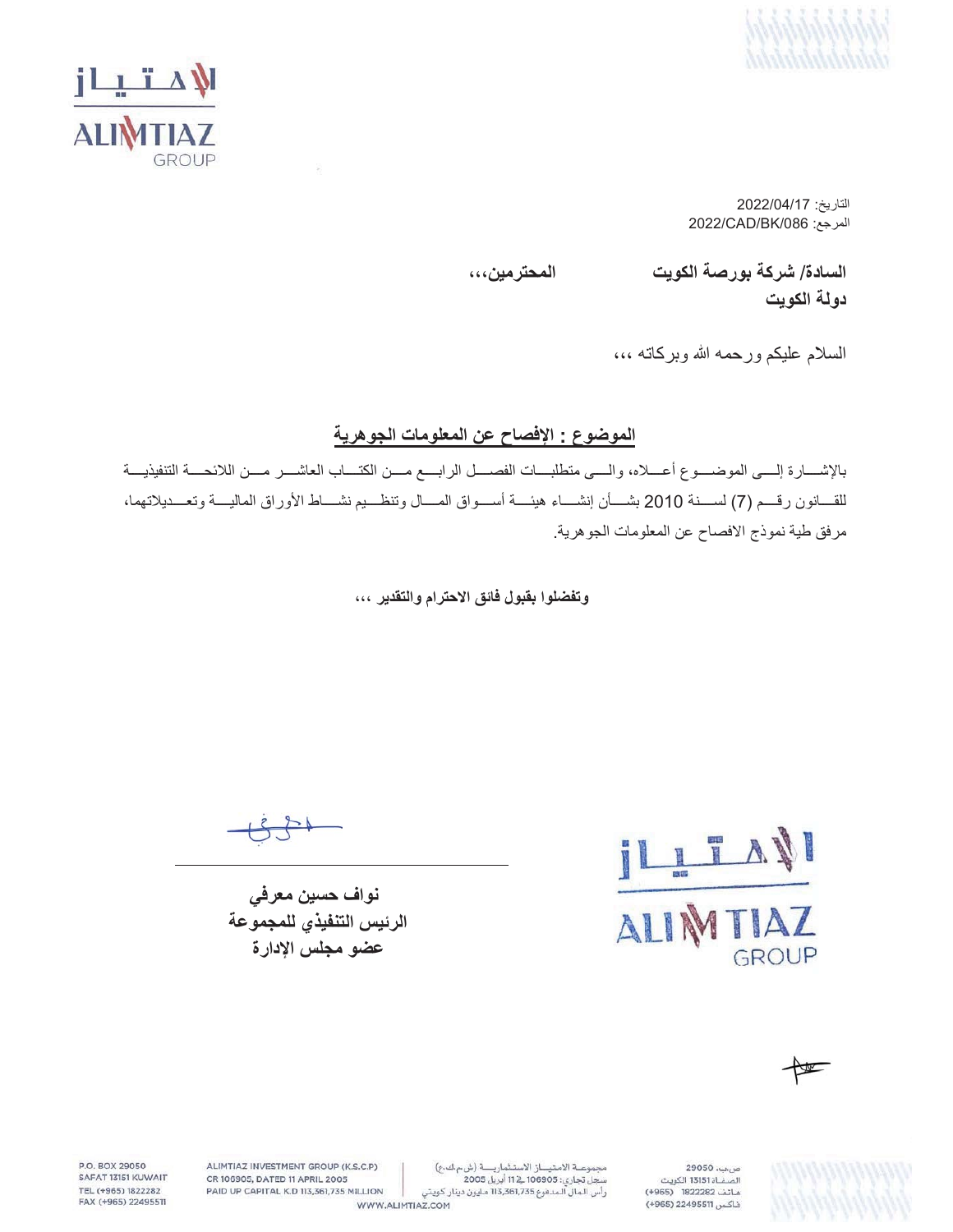التاريخ: 2022/04/17
المرجع: 2022/CAD/BK/086

**السادة/ شركة بورصة الكويت المحترمين،،،**
**دولة الكويت**

السلام عليكم ورحمه الله وبركاته ،،،

## الموضوع : الإفصاح عن المعلومات الجوهرية

بالإشارة إلى الموضوع أعلاه، والى متطلبات الفصل الرابع من الكتاب العاشر من اللائحة التنفيذية للقانون رقم (7) لسنة 2010 بشأن إنشاء هيئة أسواق المال وتنظيم نشاط الأوراق المالية وتعديلاتهما، مرفق طية نموذج الافصاح عن المعلومات الجوهرية.

**وتفضلوا بقبول فائق الاحترام والتقدير ،،،**

**نواف حسين معرفي**
**الرئيس التنفيذي للمجموعة**
**عضو مجلس الإدارة**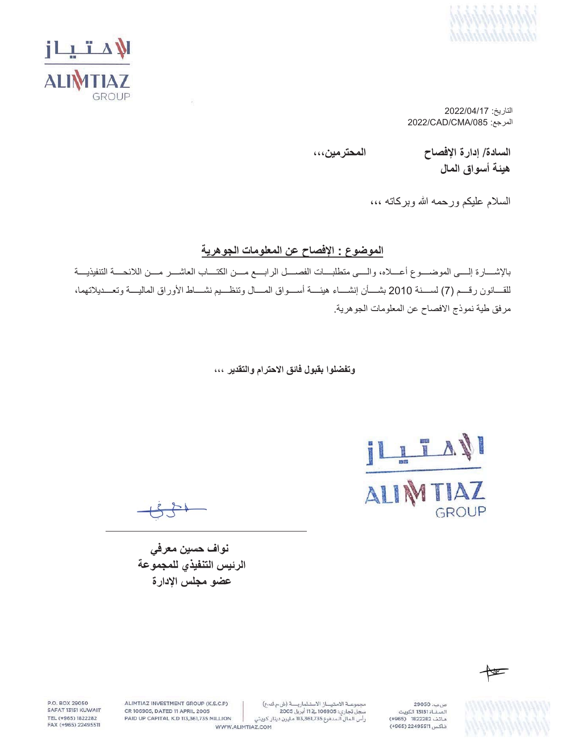التاريخ: 2022/04/17
المرجع: 2022/CAD/CMA/085

**السادة/ إدارة الإفصاح المحترمين،،،**
**هيئة أسواق المال**

السلام عليكم ورحمه الله وبركاته ،،،

## الموضوع : الإفصاح عن المعلومات الجوهرية

بالإشارة إلى الموضوع أعلاه، والى متطلبات الفصل الرابع من الكتاب العاشر من اللائحة التنفيذية للقانون رقم (7) لسنة 2010 بشأن إنشاء هيئة أسواق المال وتنظيم نشاط الأوراق المالية وتعديلاتهما، مرفق طية نموذج الافصاح عن المعلومات الجوهرية.

**وتفضلوا بقبول فائق الاحترام والتقدير ،،،**

**نواف حسين معرفي**
**الرئيس التنفيذي للمجموعة**
**عضو مجلس الإدارة**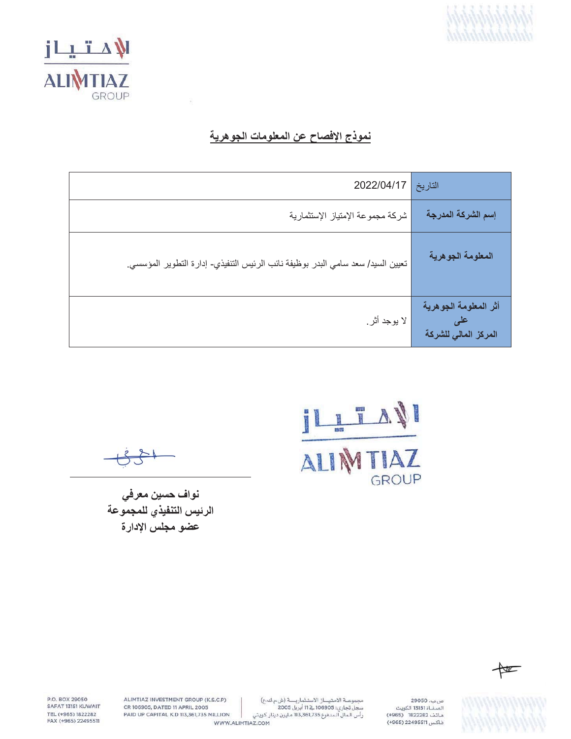## نموذج الإفصاح عن المعلومات الجوهرية

| | |
|---|---|
| التاريخ | 2022/04/17 |
| **إسم الشركة المدرجة** | شركة مجموعة الإمتياز الإستثمارية |
| **المعلومة الجوهرية** | تعيين السيد/ سعد سامي البدر بوظيفة نائب الرئيس التنفيذي- إدارة التطوير المؤسسي. |
| **أثر المعلومة الجوهرية على المركز المالي للشركة** | لا يوجد أثر. |

**نواف حسين معرفي**
**الرئيس التنفيذي للمجموعة**
**عضو مجلس الإدارة**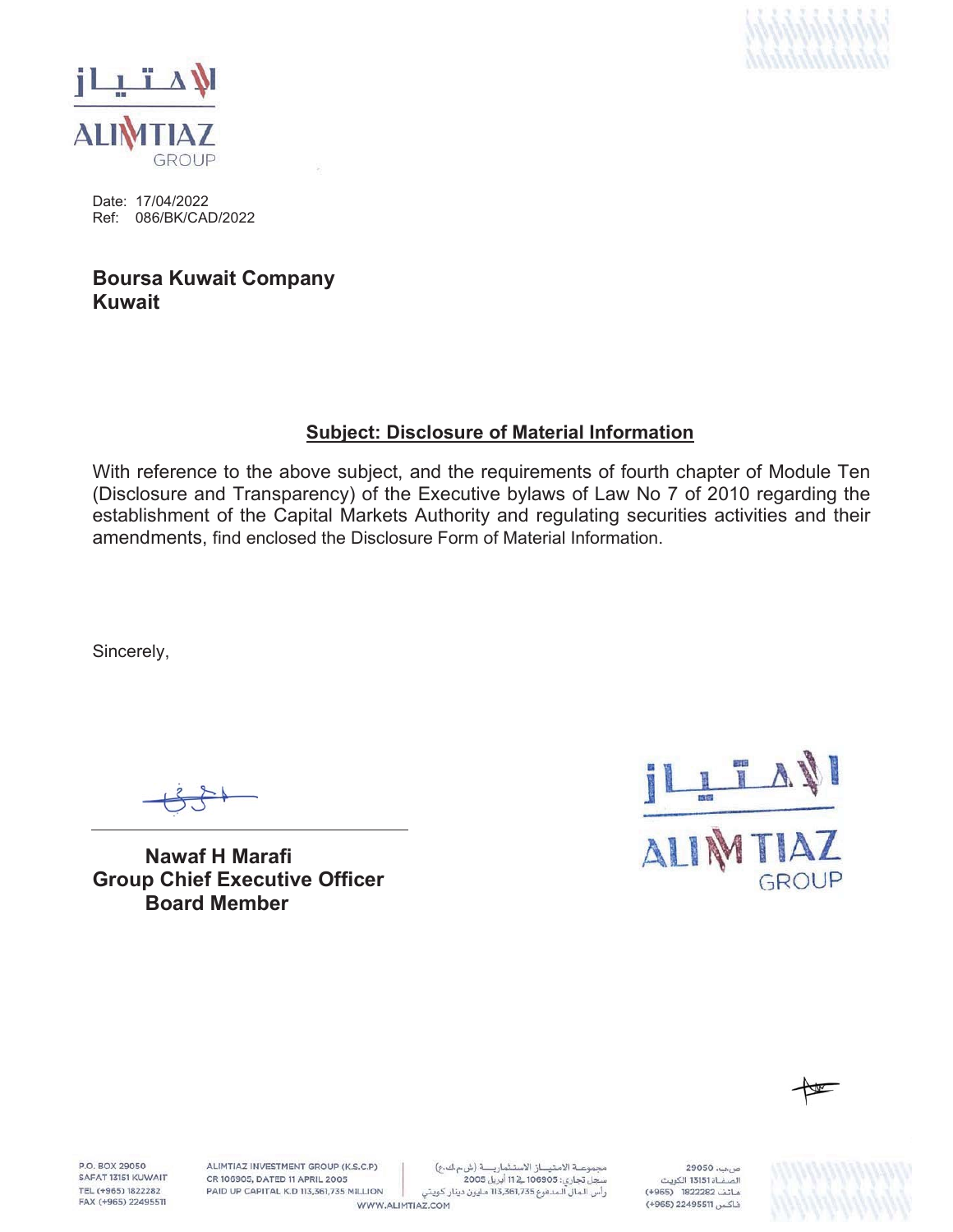Date: 17/04/2022
Ref: 086/BK/CAD/2022

**Boursa Kuwait Company**
**Kuwait**

**<u>Subject: Disclosure of Material Information</u>**

With reference to the above subject, and the requirements of fourth chapter of Module Ten (Disclosure and Transparency) of the Executive bylaws of Law No 7 of 2010 regarding the establishment of the Capital Markets Authority and regulating securities activities and their amendments, find enclosed the Disclosure Form of Material Information.

Sincerely,

**Nawaf H Marafi**
**Group Chief Executive Officer**
**Board Member**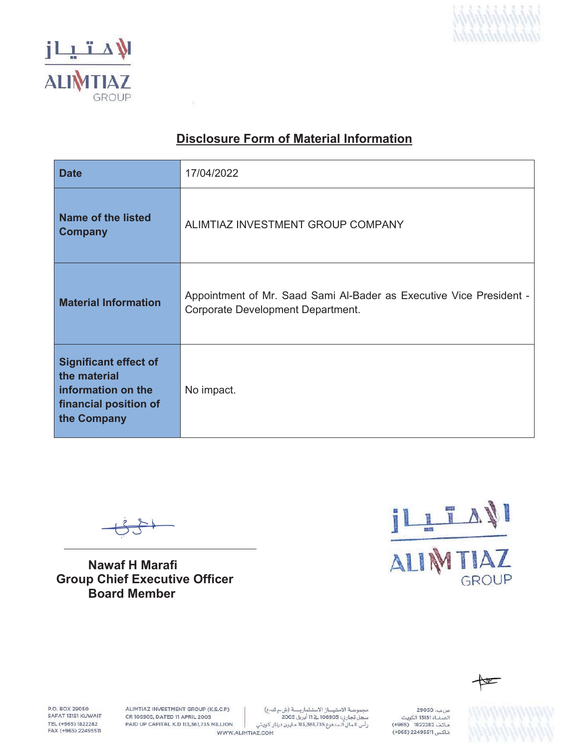# Disclosure Form of Material Information

| | |
|---|---|
| **Date** | 17/04/2022 |
| **Name of the listed Company** | ALIMTIAZ INVESTMENT GROUP COMPANY |
| **Material Information** | Appointment of Mr. Saad Sami Al-Bader as Executive Vice President - Corporate Development Department. |
| **Significant effect of the material information on the financial position of the Company** | No impact. |

**Nawaf H Marafi**
**Group Chief Executive Officer**
**Board Member**

P.O. BOX 29050
SAFAT 13151 KUWAIT
TEL (+965) 1822282
FAX (+965) 22495511

ALIMTIAZ INVESTMENT GROUP (K.S.C.P)
CR 106905, DATED 11 APRIL 2005
PAID UP CAPITAL K.D 113,361,735 MILLION

مجموعة الامتياز الاستثمارية (ش.م.ك.ع)
سجل تجاري: 106905 في 11 أبريل 2005
رأس المال المدفوع 113,361,735 مليون دينار كويتي

WWW.ALIMTIAZ.COM

ص.ب. 29050
الصفاة 13151 الكويت
هاتف 1822282 (965+)
فاكس 22495511 (965+)